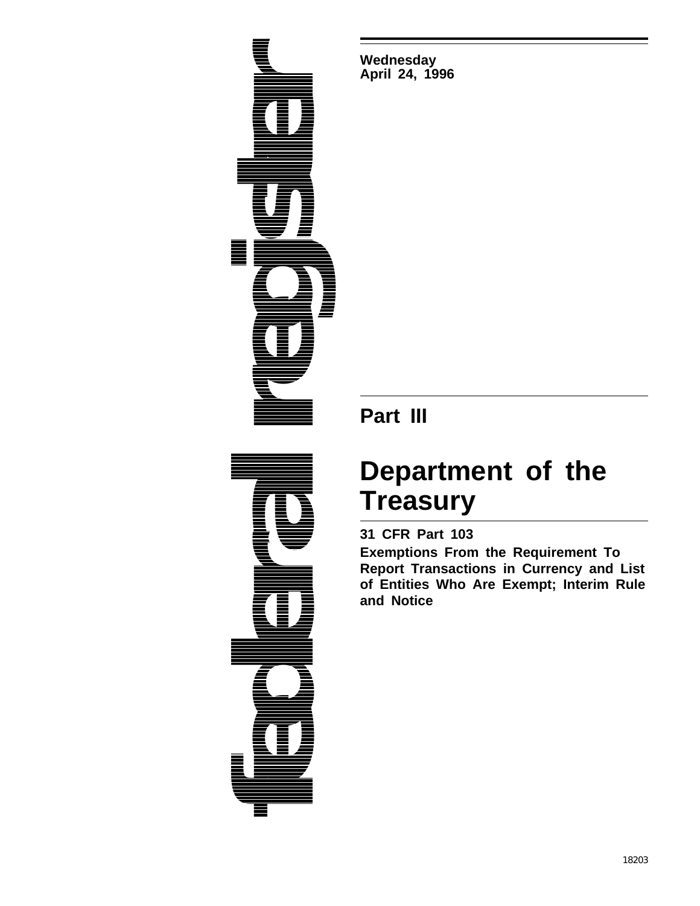Wednesday
April 24, 1996

## Part III

# Department of the Treasury

**31 CFR Part 103**

**Exemptions From the Requirement To Report Transactions in Currency and List of Entities Who Are Exempt; Interim Rule and Notice**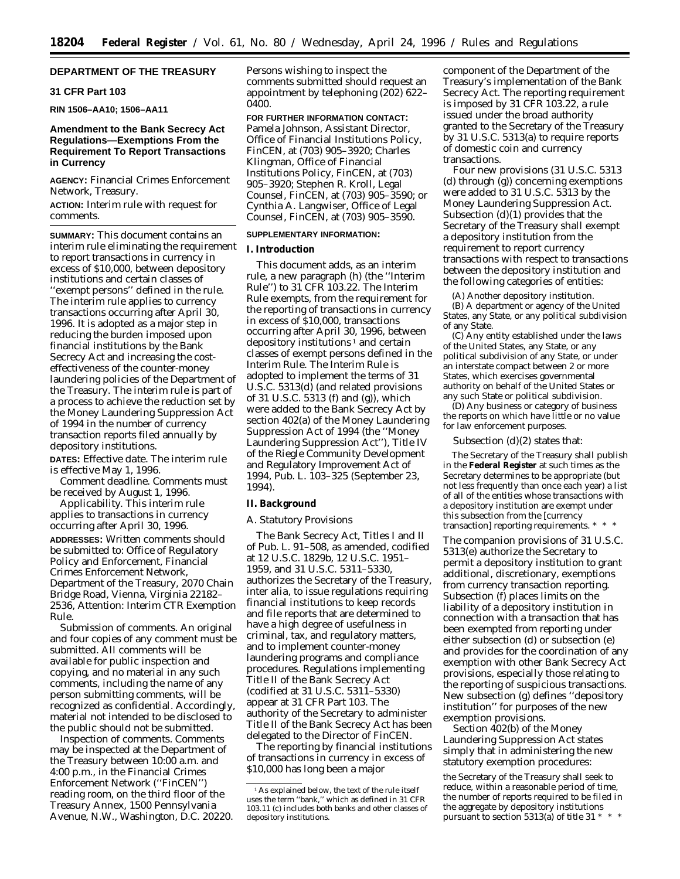**DEPARTMENT OF THE TREASURY**

**31 CFR Part 103**

**RIN 1506–AA10; 1506–AA11**

## Amendment to the Bank Secrecy Act Regulations—Exemptions From the Requirement To Report Transactions in Currency

**AGENCY:** Financial Crimes Enforcement Network, Treasury.

**ACTION:** Interim rule with request for comments.

**SUMMARY:** This document contains an interim rule eliminating the requirement to report transactions in currency in excess of $10,000, between depository institutions and certain classes of ''exempt persons'' defined in the rule. The interim rule applies to currency transactions occurring after April 30, 1996. It is adopted as a major step in reducing the burden imposed upon financial institutions by the Bank Secrecy Act and increasing the cost-effectiveness of the counter-money laundering policies of the Department of the Treasury. The interim rule is part of a process to achieve the reduction set by the Money Laundering Suppression Act of 1994 in the number of currency transaction reports filed annually by depository institutions.

**DATES:** *Effective date.* The interim rule is effective May 1, 1996.

*Comment deadline.* Comments must be received by August 1, 1996.

*Applicability.* This interim rule applies to transactions in currency occurring after April 30, 1996.

**ADDRESSES:** Written comments should be submitted to: Office of Regulatory Policy and Enforcement, Financial Crimes Enforcement Network, Department of the Treasury, 2070 Chain Bridge Road, Vienna, Virginia 22182–2536, Attention: Interim CTR Exemption Rule.

*Submission of comments.* An original and four copies of any comment must be submitted. All comments will be available for public inspection and copying, and no material in any such comments, including the name of any person submitting comments, will be recognized as confidential. Accordingly, material not intended to be disclosed to the public should not be submitted.

*Inspection of comments.* Comments may be inspected at the Department of the Treasury between 10:00 a.m. and 4:00 p.m., in the Financial Crimes Enforcement Network (''FinCEN'') reading room, on the third floor of the Treasury Annex, 1500 Pennsylvania Avenue, N.W., Washington, D.C. 20220. Persons wishing to inspect the comments submitted should request an appointment by telephoning (202) 622–0400.

**FOR FURTHER INFORMATION CONTACT:** Pamela Johnson, Assistant Director, Office of Financial Institutions Policy, FinCEN, at (703) 905–3920; Charles Klingman, Office of Financial Institutions Policy, FinCEN, at (703) 905–3920; Stephen R. Kroll, Legal Counsel, FinCEN, at (703) 905–3590; or Cynthia A. Langwiser, Office of Legal Counsel, FinCEN, at (703) 905–3590.

**SUPPLEMENTARY INFORMATION:**

### I. Introduction

This document adds, as an interim rule, a new paragraph (h) (the ''Interim Rule'') to 31 CFR 103.22. The Interim Rule exempts, from the requirement for the reporting of transactions in currency in excess of $10,000, transactions occurring after April 30, 1996, between depository institutions [1] and certain classes of exempt persons defined in the Interim Rule. The Interim Rule is adopted to implement the terms of 31 U.S.C. 5313(d) (and related provisions of 31 U.S.C. 5313 (f) and (g)), which were added to the Bank Secrecy Act by section 402(a) of the Money Laundering Suppression Act of 1994 (the ''Money Laundering Suppression Act''), Title IV of the Riegle Community Development and Regulatory Improvement Act of 1994, Pub. L. 103–325 (September 23, 1994).

### II. Background

*A. Statutory Provisions*

The Bank Secrecy Act, Titles I and II of Pub. L. 91–508, as amended, codified at 12 U.S.C. 1829b, 12 U.S.C. 1951–1959, and 31 U.S.C. 5311–5330, authorizes the Secretary of the Treasury, *inter alia*, to issue regulations requiring financial institutions to keep records and file reports that are determined to have a high degree of usefulness in criminal, tax, and regulatory matters, and to implement counter-money laundering programs and compliance procedures. Regulations implementing Title II of the Bank Secrecy Act (codified at 31 U.S.C. 5311–5330) appear at 31 CFR Part 103. The authority of the Secretary to administer Title II of the Bank Secrecy Act has been delegated to the Director of FinCEN.

The reporting by financial institutions of transactions in currency in excess of $10,000 has long been a major component of the Department of the Treasury's implementation of the Bank Secrecy Act. The reporting requirement is imposed by 31 CFR 103.22, a rule issued under the broad authority granted to the Secretary of the Treasury by 31 U.S.C. 5313(a) to require reports of domestic coin and currency transactions.

Four new provisions (31 U.S.C. 5313 (d) through (g)) concerning exemptions were added to 31 U.S.C. 5313 by the Money Laundering Suppression Act. Subsection (d)(1) provides that the Secretary of the Treasury shall exempt a depository institution from the requirement to report currency transactions with respect to transactions between the depository institution and the following categories of entities:

(A) Another depository institution.

(B) A department or agency of the United States, any State, or any political subdivision of any State.

(C) Any entity established under the laws of the United States, any State, or any political subdivision of any State, or under an interstate compact between 2 or more States, which exercises governmental authority on behalf of the United States or any such State or political subdivision.

(D) Any business or category of business the reports on which have little or no value for law enforcement purposes.

Subsection (d)(2) states that:

> The Secretary of the Treasury shall publish in the **Federal Register** at such times as the Secretary determines to be appropriate (but not less frequently than once each year) a list of all of the entities whose transactions with a depository institution are exempt under this subsection from the [currency transaction] reporting requirements. * * *

The companion provisions of 31 U.S.C. 5313(e) authorize the Secretary to permit a depository institution to grant additional, discretionary, exemptions from currency transaction reporting. Subsection (f) places limits on the liability of a depository institution in connection with a transaction that has been exempted from reporting under either subsection (d) or subsection (e) and provides for the coordination of any exemption with other Bank Secrecy Act provisions, especially those relating to the reporting of suspicious transactions. New subsection (g) defines ''depository institution'' for purposes of the new exemption provisions.

Section 402(b) of the Money Laundering Suppression Act states simply that in administering the new statutory exemption procedures:

> the Secretary of the Treasury shall seek to reduce, within a reasonable period of time, the number of reports required to be filed in the aggregate by depository institutions pursuant to section 5313(a) of title 31 * * *

---

[1] As explained below, the text of the rule itself uses the term ''bank,'' which as defined in 31 CFR 103.11 (c) includes both banks and other classes of depository institutions.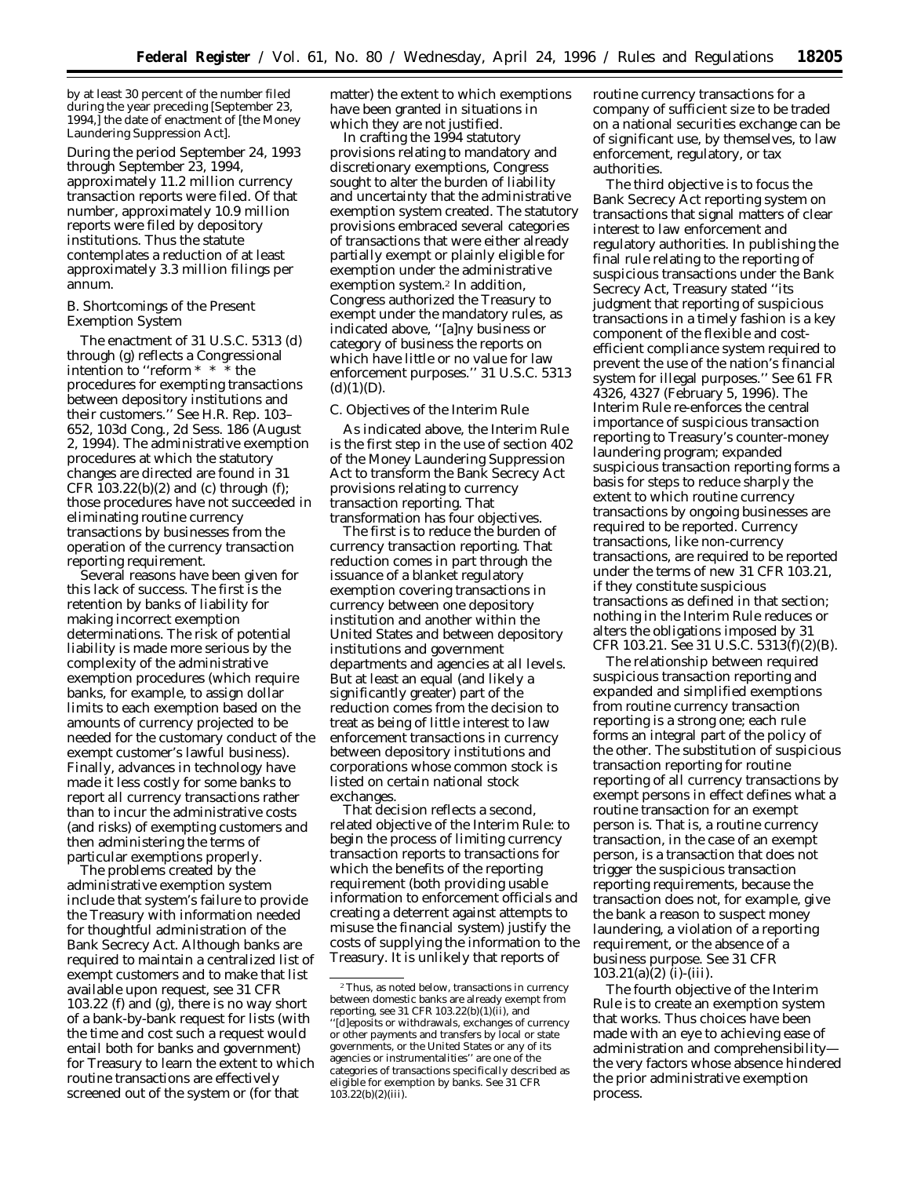by at least 30 percent of the number filed during the year preceding [September 23, 1994,] the date of enactment of [the Money Laundering Suppression Act].

During the period September 24, 1993 through September 23, 1994, approximately 11.2 million currency transaction reports were filed. Of that number, approximately 10.9 million reports were filed by depository institutions. Thus the statute contemplates a reduction of at least approximately 3.3 million filings per annum.

### B. Shortcomings of the Present Exemption System

The enactment of 31 U.S.C. 5313 (d) through (g) reflects a Congressional intention to ''reform * * * the procedures for exempting transactions between depository institutions and their customers.'' See H.R. Rep. 103–652, 103d Cong., 2d Sess. 186 (August 2, 1994). The administrative exemption procedures at which the statutory changes are directed are found in 31 CFR 103.22(b)(2) and (c) through (f); those procedures have not succeeded in eliminating routine currency transactions by businesses from the operation of the currency transaction reporting requirement.

Several reasons have been given for this lack of success. The first is the retention by banks of liability for making incorrect exemption determinations. The risk of potential liability is made more serious by the complexity of the administrative exemption procedures (which require banks, for example, to assign dollar limits to each exemption based on the amounts of currency projected to be needed for the customary conduct of the exempt customer's lawful business). Finally, advances in technology have made it less costly for some banks to report all currency transactions rather than to incur the administrative costs (and risks) of exempting customers and then administering the terms of particular exemptions properly.

The problems created by the administrative exemption system include that system's failure to provide the Treasury with information needed for thoughtful administration of the Bank Secrecy Act. Although banks are required to maintain a centralized list of exempt customers and to make that list available upon request, see 31 CFR 103.22 (f) and (g), there is no way short of a bank-by-bank request for lists (with the time and cost such a request would entail both for banks and government) for Treasury to learn the extent to which routine transactions are effectively screened out of the system or (for that matter) the extent to which exemptions have been granted in situations in which they are not justified.

In crafting the 1994 statutory provisions relating to mandatory and discretionary exemptions, Congress sought to alter the burden of liability and uncertainty that the administrative exemption system created. The statutory provisions embraced several categories of transactions that were either already partially exempt or plainly eligible for exemption under the administrative exemption system.[2] In addition, Congress authorized the Treasury to exempt under the mandatory rules, as indicated above, ''[a]ny business or category of business the reports on which have little or no value for law enforcement purposes.'' 31 U.S.C. 5313 (d)(1)(D).

### C. Objectives of the Interim Rule

As indicated above, the Interim Rule is the first step in the use of section 402 of the Money Laundering Suppression Act to transform the Bank Secrecy Act provisions relating to currency transaction reporting. That transformation has four objectives.

The first is to reduce the burden of currency transaction reporting. That reduction comes in part through the issuance of a blanket regulatory exemption covering transactions in currency between one depository institution and another within the United States and between depository institutions and government departments and agencies at all levels. But at least an equal (and likely a significantly greater) part of the reduction comes from the decision to treat as being of little interest to law enforcement transactions in currency between depository institutions and corporations whose common stock is listed on certain national stock exchanges.

That decision reflects a second, related objective of the Interim Rule: to begin the process of limiting currency transaction reports to transactions for which the benefits of the reporting requirement (both providing usable information to enforcement officials and creating a deterrent against attempts to misuse the financial system) justify the costs of supplying the information to the Treasury. It is unlikely that reports of routine currency transactions for a company of sufficient size to be traded on a national securities exchange can be of significant use, by themselves, to law enforcement, regulatory, or tax authorities.

The third objective is to focus the Bank Secrecy Act reporting system on transactions that signal matters of clear interest to law enforcement and regulatory authorities. In publishing the final rule relating to the reporting of suspicious transactions under the Bank Secrecy Act, Treasury stated ''its judgment that reporting of suspicious transactions in a timely fashion is a key component of the flexible and cost-efficient compliance system required to prevent the use of the nation's financial system for illegal purposes.'' See 61 FR 4326, 4327 (February 5, 1996). The Interim Rule re-enforces the central importance of suspicious transaction reporting to Treasury's counter-money laundering program; expanded suspicious transaction reporting forms a basis for steps to reduce sharply the extent to which routine currency transactions by ongoing businesses are required to be reported. Currency transactions, like non-currency transactions, are required to be reported under the terms of new 31 CFR 103.21, if they constitute suspicious transactions as defined in that section; nothing in the Interim Rule reduces or alters the obligations imposed by 31 CFR 103.21. See 31 U.S.C. 5313(f)(2)(B).

The relationship between required suspicious transaction reporting and expanded and simplified exemptions from routine currency transaction reporting is a strong one; each rule forms an integral part of the policy of the other. The substitution of suspicious transaction reporting for routine reporting of all currency transactions by exempt persons in effect defines what a routine transaction for an exempt person is. That is, a routine currency transaction, in the case of an exempt person, is a transaction that does not trigger the suspicious transaction reporting requirements, because the transaction does not, for example, give the bank a reason to suspect money laundering, a violation of a reporting requirement, or the absence of a business purpose. See 31 CFR 103.21(a)(2) (i)-(iii).

The fourth objective of the Interim Rule is to create an exemption system that works. Thus choices have been made with an eye to achieving ease of administration and comprehensibility—the very factors whose absence hindered the prior administrative exemption process.

[2] Thus, as noted below, transactions in currency between domestic banks are already exempt from reporting, see 31 CFR 103.22(b)(1)(ii), and ''[d]eposits or withdrawals, exchanges of currency or other payments and transfers by local or state governments, or the United States or any of its agencies or instrumentalities'' are one of the categories of transactions specifically described as eligible for exemption by banks. See 31 CFR 103.22(b)(2)(iii).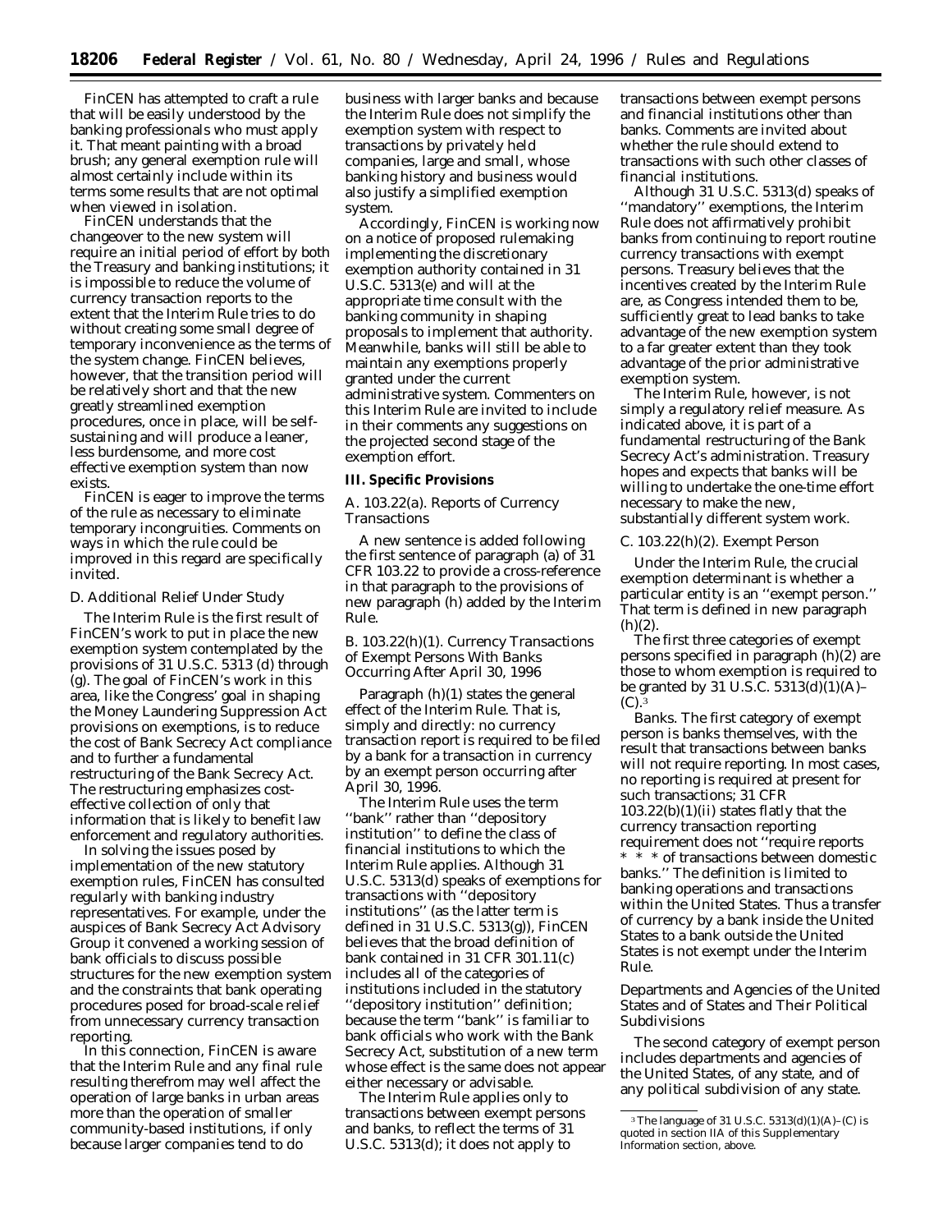FinCEN has attempted to craft a rule that will be easily understood by the banking professionals who must apply it. That meant painting with a broad brush; any general exemption rule will almost certainly include within its terms some results that are not optimal when viewed in isolation.

FinCEN understands that the changeover to the new system will require an initial period of effort by both the Treasury and banking institutions; it is impossible to reduce the volume of currency transaction reports to the extent that the Interim Rule tries to do without creating some small degree of temporary inconvenience as the terms of the system change. FinCEN believes, however, that the transition period will be relatively short and that the new greatly streamlined exemption procedures, once in place, will be self-sustaining and will produce a leaner, less burdensome, and more cost effective exemption system than now exists.

FinCEN is eager to improve the terms of the rule as necessary to eliminate temporary incongruities. Comments on ways in which the rule could be improved in this regard are specifically invited.

*D. Additional Relief Under Study*

The Interim Rule is the first result of FinCEN's work to put in place the new exemption system contemplated by the provisions of 31 U.S.C. 5313 (d) through (g). The goal of FinCEN's work in this area, like the Congress' goal in shaping the Money Laundering Suppression Act provisions on exemptions, is to reduce the cost of Bank Secrecy Act compliance and to further a fundamental restructuring of the Bank Secrecy Act. The restructuring emphasizes cost-effective collection of only that information that is likely to benefit law enforcement and regulatory authorities.

In solving the issues posed by implementation of the new statutory exemption rules, FinCEN has consulted regularly with banking industry representatives. For example, under the auspices of Bank Secrecy Act Advisory Group it convened a working session of bank officials to discuss possible structures for the new exemption system and the constraints that bank operating procedures posed for broad-scale relief from unnecessary currency transaction reporting.

In this connection, FinCEN is aware that the Interim Rule and any final rule resulting therefrom may well affect the operation of large banks in urban areas more than the operation of smaller community-based institutions, if only because larger companies tend to do business with larger banks and because the Interim Rule does not simplify the exemption system with respect to transactions by privately held companies, large and small, whose banking history and business would also justify a simplified exemption system.

Accordingly, FinCEN is working now on a notice of proposed rulemaking implementing the discretionary exemption authority contained in 31 U.S.C. 5313(e) and will at the appropriate time consult with the banking community in shaping proposals to implement that authority. Meanwhile, banks will still be able to maintain any exemptions properly granted under the current administrative system. Commenters on this Interim Rule are invited to include in their comments any suggestions on the projected second stage of the exemption effort.

**III. Specific Provisions**

*A. 103.22(a). Reports of Currency Transactions*

A new sentence is added following the first sentence of paragraph (a) of 31 CFR 103.22 to provide a cross-reference in that paragraph to the provisions of new paragraph (h) added by the Interim Rule.

*B. 103.22(h)(1). Currency Transactions of Exempt Persons With Banks Occurring After April 30, 1996*

Paragraph (h)(1) states the general effect of the Interim Rule. That is, simply and directly: no currency transaction report is required to be filed by a bank for a transaction in currency by an exempt person occurring after April 30, 1996.

The Interim Rule uses the term "bank" rather than "depository institution" to define the class of financial institutions to which the Interim Rule applies. Although 31 U.S.C. 5313(d) speaks of exemptions for transactions with "depository institutions" (as the latter term is defined in 31 U.S.C. 5313(g)), FinCEN believes that the broad definition of bank contained in 31 CFR 301.11(c) includes all of the categories of institutions included in the statutory "depository institution" definition; because the term "bank" is familiar to bank officials who work with the Bank Secrecy Act, substitution of a new term whose effect is the same does not appear either necessary or advisable.

The Interim Rule applies only to transactions between exempt persons and banks, to reflect the terms of 31 U.S.C. 5313(d); it does not apply to transactions between exempt persons and financial institutions other than banks. Comments are invited about whether the rule should extend to transactions with such other classes of financial institutions.

Although 31 U.S.C. 5313(d) speaks of "mandatory" exemptions, the Interim Rule does not affirmatively prohibit banks from continuing to report routine currency transactions with exempt persons. Treasury believes that the incentives created by the Interim Rule are, as Congress intended them to be, sufficiently great to lead banks to take advantage of the new exemption system to a far greater extent than they took advantage of the prior administrative exemption system.

The Interim Rule, however, is not simply a regulatory relief measure. As indicated above, it is part of a fundamental restructuring of the Bank Secrecy Act's administration. Treasury hopes and expects that banks will be willing to undertake the one-time effort necessary to make the new, substantially different system work.

*C. 103.22(h)(2). Exempt Person*

Under the Interim Rule, the crucial exemption determinant is whether a particular entity is an "exempt person." That term is defined in new paragraph (h)(2).

The first three categories of exempt persons specified in paragraph (h)(2) are those to whom exemption is required to be granted by 31 U.S.C. 5313(d)(1)(A)–(C).[3]

*Banks.* The first category of exempt person is banks themselves, with the result that transactions between banks will not require reporting. In most cases, no reporting is required at present for such transactions; 31 CFR 103.22(b)(1)(ii) states flatly that the currency transaction reporting requirement does not "require reports * * * of transactions between domestic banks." The definition is limited to banking operations and transactions within the United States. Thus a transfer of currency by a bank inside the United States to a bank outside the United States is not exempt under the Interim Rule.

*Departments and Agencies of the United States and of States and Their Political Subdivisions*

The second category of exempt person includes departments and agencies of the United States, of any state, and of any political subdivision of any state.

[3] The language of 31 U.S.C. 5313(d)(1)(A)–(C) is quoted in section IIA of this Supplementary Information section, above.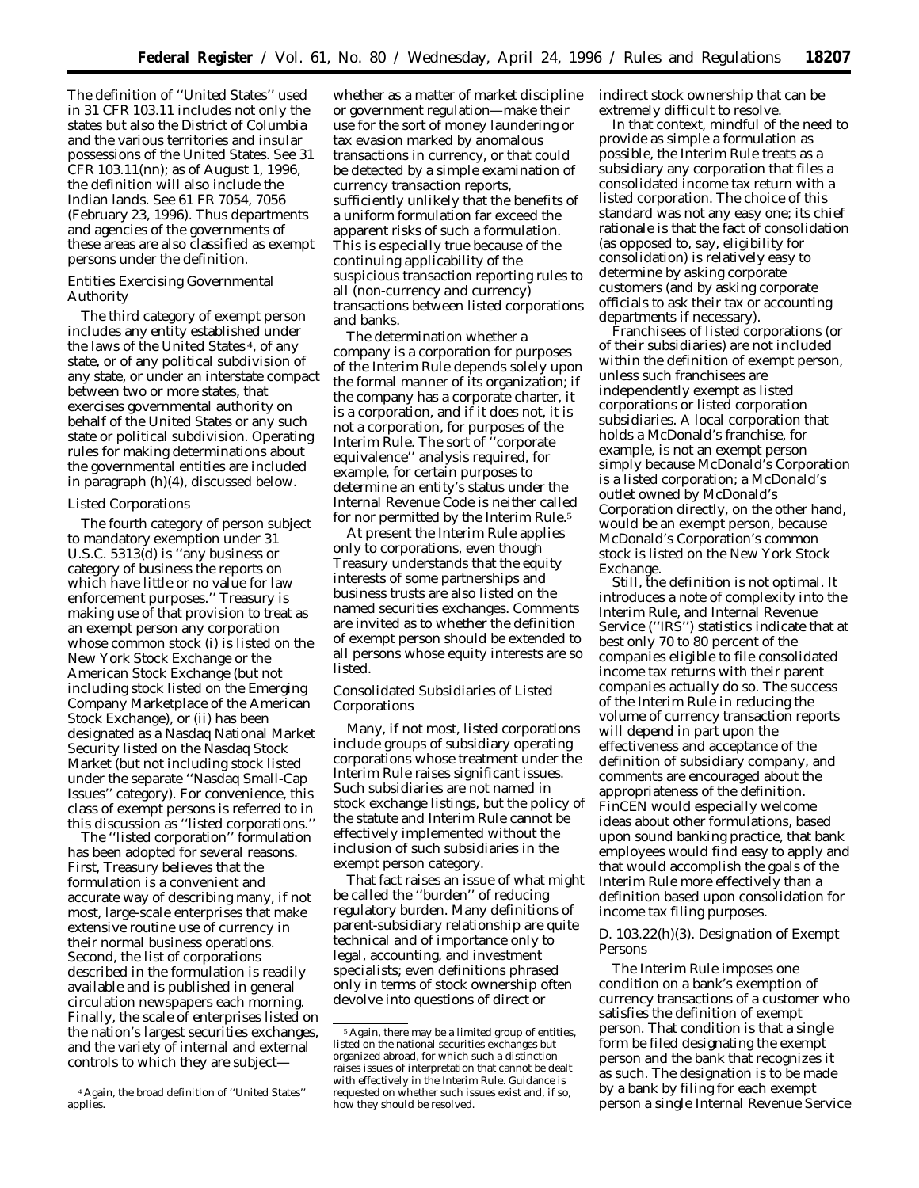The definition of "United States" used in 31 CFR 103.11 includes not only the states but also the District of Columbia and the various territories and insular possessions of the United States. See 31 CFR 103.11(nn); as of August 1, 1996, the definition will also include the Indian lands. See 61 FR 7054, 7056 (February 23, 1996). Thus departments and agencies of the governments of these areas are also classified as exempt persons under the definition.

*Entities Exercising Governmental Authority*

The third category of exempt person includes any entity established under the laws of the United States[4], of any state, or of any political subdivision of any state, or under an interstate compact between two or more states, that exercises governmental authority on behalf of the United States or any such state or political subdivision. Operating rules for making determinations about the governmental entities are included in paragraph (h)(4), discussed below.

*Listed Corporations*

The fourth category of person subject to mandatory exemption under 31 U.S.C. 5313(d) is "any business or category of business the reports on which have little or no value for law enforcement purposes." Treasury is making use of that provision to treat as an exempt person any corporation whose common stock (i) is listed on the New York Stock Exchange or the American Stock Exchange (but not including stock listed on the Emerging Company Marketplace of the American Stock Exchange), or (ii) has been designated as a Nasdaq National Market Security listed on the Nasdaq Stock Market (but not including stock listed under the separate "Nasdaq Small-Cap Issues" category). For convenience, this class of exempt persons is referred to in this discussion as "listed corporations."

The "listed corporation" formulation has been adopted for several reasons. First, Treasury believes that the formulation is a convenient and accurate way of describing many, if not most, large-scale enterprises that make extensive routine use of currency in their normal business operations. Second, the list of corporations described in the formulation is readily available and is published in general circulation newspapers each morning. Finally, the scale of enterprises listed on the nation's largest securities exchanges, and the variety of internal and external controls to which they are subject—whether as a matter of market discipline or government regulation—make their use for the sort of money laundering or tax evasion marked by anomalous transactions in currency, or that could be detected by a simple examination of currency transaction reports, sufficiently unlikely that the benefits of a uniform formulation far exceed the apparent risks of such a formulation. This is especially true because of the continuing applicability of the suspicious transaction reporting rules to all (non-currency and currency) transactions between listed corporations and banks.

The determination whether a company is a corporation for purposes of the Interim Rule depends solely upon the formal manner of its organization; if the company has a corporate charter, it is a corporation, and if it does not, it is not a corporation, for purposes of the Interim Rule. The sort of "corporate equivalence" analysis required, for example, for certain purposes to determine an entity's status under the Internal Revenue Code is neither called for nor permitted by the Interim Rule.[5]

At present the Interim Rule applies only to corporations, even though Treasury understands that the equity interests of some partnerships and business trusts are also listed on the named securities exchanges. Comments are invited as to whether the definition of exempt person should be extended to all persons whose equity interests are so listed.

*Consolidated Subsidiaries of Listed Corporations*

Many, if not most, listed corporations include groups of subsidiary operating corporations whose treatment under the Interim Rule raises significant issues. Such subsidiaries are not named in stock exchange listings, but the policy of the statute and Interim Rule cannot be effectively implemented without the inclusion of such subsidiaries in the exempt person category.

That fact raises an issue of what might be called the "burden" of reducing regulatory burden. Many definitions of parent-subsidiary relationship are quite technical and of importance only to legal, accounting, and investment specialists; even definitions phrased only in terms of stock ownership often devolve into questions of direct or indirect stock ownership that can be extremely difficult to resolve.

In that context, mindful of the need to provide as simple a formulation as possible, the Interim Rule treats as a subsidiary any corporation that files a consolidated income tax return with a listed corporation. The choice of this standard was not any easy one; its chief rationale is that the fact of consolidation (as opposed to, say, eligibility for consolidation) is relatively easy to determine by asking corporate customers (and by asking corporate officials to ask their tax or accounting departments if necessary).

Franchisees of listed corporations (or of their subsidiaries) are not included within the definition of exempt person, unless such franchisees are independently exempt as listed corporations or listed corporation subsidiaries. A local corporation that holds a McDonald's franchise, for example, is not an exempt person simply because McDonald's Corporation is a listed corporation; a McDonald's outlet owned by McDonald's Corporation directly, on the other hand, would be an exempt person, because McDonald's Corporation's common stock is listed on the New York Stock Exchange.

Still, the definition is not optimal. It introduces a note of complexity into the Interim Rule, and Internal Revenue Service ("IRS") statistics indicate that at best only 70 to 80 percent of the companies eligible to file consolidated income tax returns with their parent companies actually do so. The success of the Interim Rule in reducing the volume of currency transaction reports will depend in part upon the effectiveness and acceptance of the definition of subsidiary company, and comments are encouraged about the appropriateness of the definition. FinCEN would especially welcome ideas about other formulations, based upon sound banking practice, that bank employees would find easy to apply and that would accomplish the goals of the Interim Rule more effectively than a definition based upon consolidation for income tax filing purposes.

### D. 103.22(h)(3). Designation of Exempt Persons

The Interim Rule imposes one condition on a bank's exemption of currency transactions of a customer who satisfies the definition of exempt person. That condition is that a single form be filed designating the exempt person and the bank that recognizes it as such. The designation is to be made by a bank by filing for each exempt person a single Internal Revenue Service

---

[4] Again, the broad definition of "United States" applies.

[5] Again, there may be a limited group of entities, listed on the national securities exchanges but organized abroad, for which such a distinction raises issues of interpretation that cannot be dealt with effectively in the Interim Rule. Guidance is requested on whether such issues exist and, if so, how they should be resolved.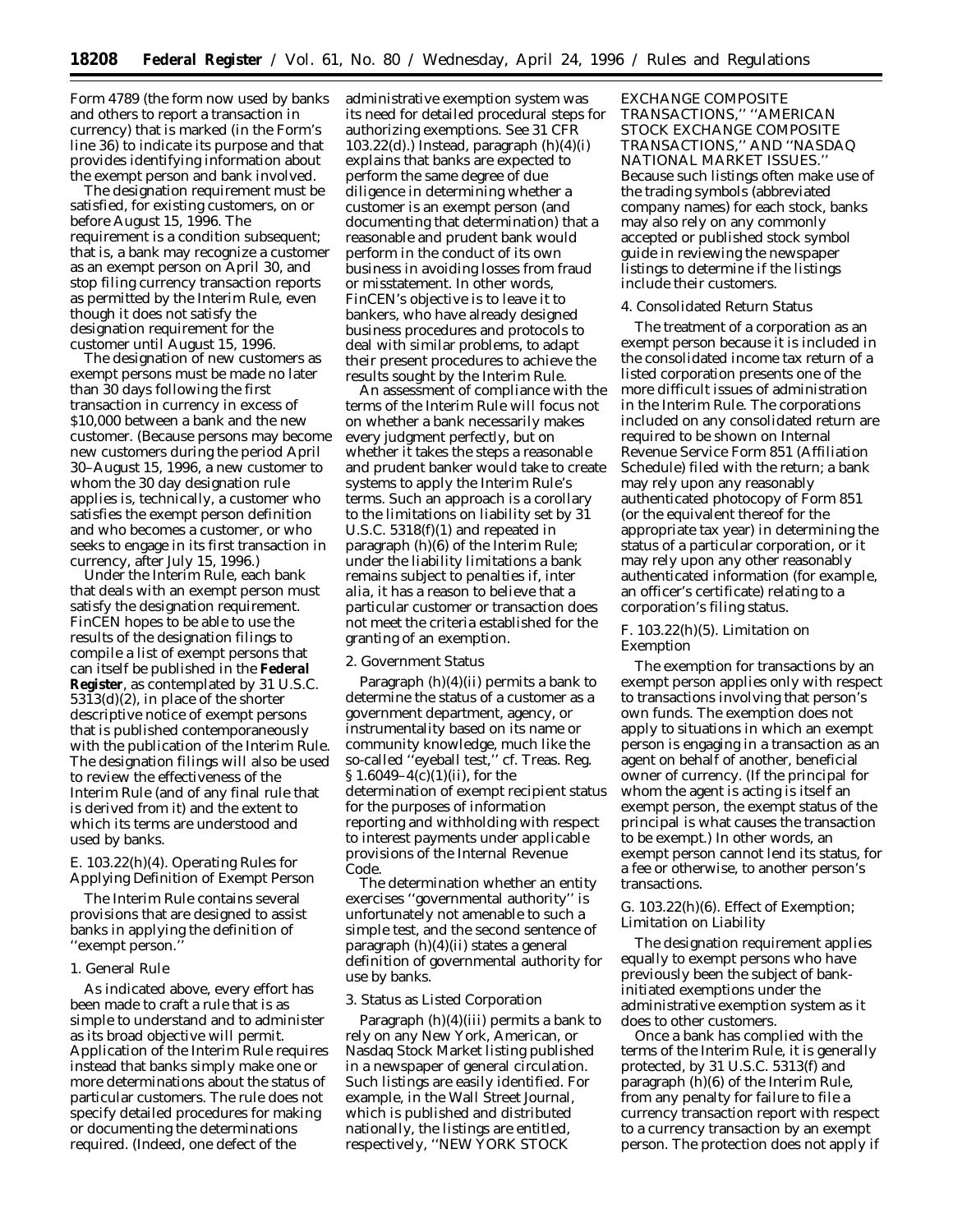Form 4789 (the form now used by banks and others to report a transaction in currency) that is marked (in the Form's line 36) to indicate its purpose and that provides identifying information about the exempt person and bank involved.

The designation requirement must be satisfied, for existing customers, on or before August 15, 1996. The requirement is a condition subsequent; that is, a bank may recognize a customer as an exempt person on April 30, and stop filing currency transaction reports as permitted by the Interim Rule, even though it does not satisfy the designation requirement for the customer until August 15, 1996.

The designation of new customers as exempt persons must be made no later than 30 days following the first transaction in currency in excess of $10,000 between a bank and the new customer. (Because persons may become new customers during the period April 30–August 15, 1996, a new customer to whom the 30 day designation rule applies is, technically, a customer who satisfies the exempt person definition and who becomes a customer, or who seeks to engage in its first transaction in currency, after July 15, 1996.)

Under the Interim Rule, each bank that deals with an exempt person must satisfy the designation requirement. FinCEN hopes to be able to use the results of the designation filings to compile a list of exempt persons that can itself be published in the **Federal Register**, as contemplated by 31 U.S.C. 5313(d)(2), in place of the shorter descriptive notice of exempt persons that is published contemporaneously with the publication of the Interim Rule. The designation filings will also be used to review the effectiveness of the Interim Rule (and of any final rule that is derived from it) and the extent to which its terms are understood and used by banks.

### E. 103.22(h)(4). Operating Rules for Applying Definition of Exempt Person

The Interim Rule contains several provisions that are designed to assist banks in applying the definition of ''exempt person.''

#### 1. General Rule

As indicated above, every effort has been made to craft a rule that is as simple to understand and to administer as its broad objective will permit. Application of the Interim Rule requires instead that banks simply make one or more determinations about the status of particular customers. The rule does not specify detailed procedures for making or documenting the determinations required. (Indeed, one defect of the administrative exemption system was its need for detailed procedural steps for authorizing exemptions. See 31 CFR 103.22(d).) Instead, paragraph (h)(4)(i) explains that banks are expected to perform the same degree of due diligence in determining whether a customer is an exempt person (and documenting that determination) that a reasonable and prudent bank would perform in the conduct of its own business in avoiding losses from fraud or misstatement. In other words, FinCEN's objective is to leave it to bankers, who have already designed business procedures and protocols to deal with similar problems, to adapt their present procedures to achieve the results sought by the Interim Rule.

An assessment of compliance with the terms of the Interim Rule will focus not on whether a bank necessarily makes every judgment perfectly, but on whether it takes the steps a reasonable and prudent banker would take to create systems to apply the Interim Rule's terms. Such an approach is a corollary to the limitations on liability set by 31 U.S.C. 5318(f)(1) and repeated in paragraph (h)(6) of the Interim Rule; under the liability limitations a bank remains subject to penalties if, *inter alia*, it has a reason to believe that a particular customer or transaction does not meet the criteria established for the granting of an exemption.

#### 2. Government Status

Paragraph (h)(4)(ii) permits a bank to determine the status of a customer as a government department, agency, or instrumentality based on its name or community knowledge, much like the so-called ''eyeball test,'' cf. Treas. Reg. § 1.6049–4(c)(1)(ii), for the determination of exempt recipient status for the purposes of information reporting and withholding with respect to interest payments under applicable provisions of the Internal Revenue Code.

The determination whether an entity exercises ''governmental authority'' is unfortunately not amenable to such a simple test, and the second sentence of paragraph (h)(4)(ii) states a general definition of governmental authority for use by banks.

#### 3. Status as Listed Corporation

Paragraph (h)(4)(iii) permits a bank to rely on any New York, American, or Nasdaq Stock Market listing published in a newspaper of general circulation. Such listings are easily identified. For example, in the Wall Street Journal, which is published and distributed nationally, the listings are entitled, respectively, ''NEW YORK STOCK EXCHANGE COMPOSITE TRANSACTIONS,'' ''AMERICAN STOCK EXCHANGE COMPOSITE TRANSACTIONS,'' AND ''NASDAQ NATIONAL MARKET ISSUES.'' Because such listings often make use of the trading symbols (abbreviated company names) for each stock, banks may also rely on any commonly accepted or published stock symbol guide in reviewing the newspaper listings to determine if the listings include their customers.

#### 4. Consolidated Return Status

The treatment of a corporation as an exempt person because it is included in the consolidated income tax return of a listed corporation presents one of the more difficult issues of administration in the Interim Rule. The corporations included on any consolidated return are required to be shown on Internal Revenue Service Form 851 (Affiliation Schedule) filed with the return; a bank may rely upon any reasonably authenticated photocopy of Form 851 (or the equivalent thereof for the appropriate tax year) in determining the status of a particular corporation, or it may rely upon any other reasonably authenticated information (for example, an officer's certificate) relating to a corporation's filing status.

### F. 103.22(h)(5). Limitation on Exemption

The exemption for transactions by an exempt person applies only with respect to transactions involving that person's own funds. The exemption does not apply to situations in which an exempt person is engaging in a transaction as an agent on behalf of another, beneficial owner of currency. (If the principal for whom the agent is acting is itself an exempt person, the exempt status of the principal is what causes the transaction to be exempt.) In other words, an exempt person cannot lend its status, for a fee or otherwise, to another person's transactions.

### G. 103.22(h)(6). Effect of Exemption; Limitation on Liability

The designation requirement applies equally to exempt persons who have previously been the subject of bank-initiated exemptions under the administrative exemption system as it does to other customers.

Once a bank has complied with the terms of the Interim Rule, it is generally protected, by 31 U.S.C. 5313(f) and paragraph (h)(6) of the Interim Rule, from any penalty for failure to file a currency transaction report with respect to a currency transaction by an exempt person. The protection does not apply if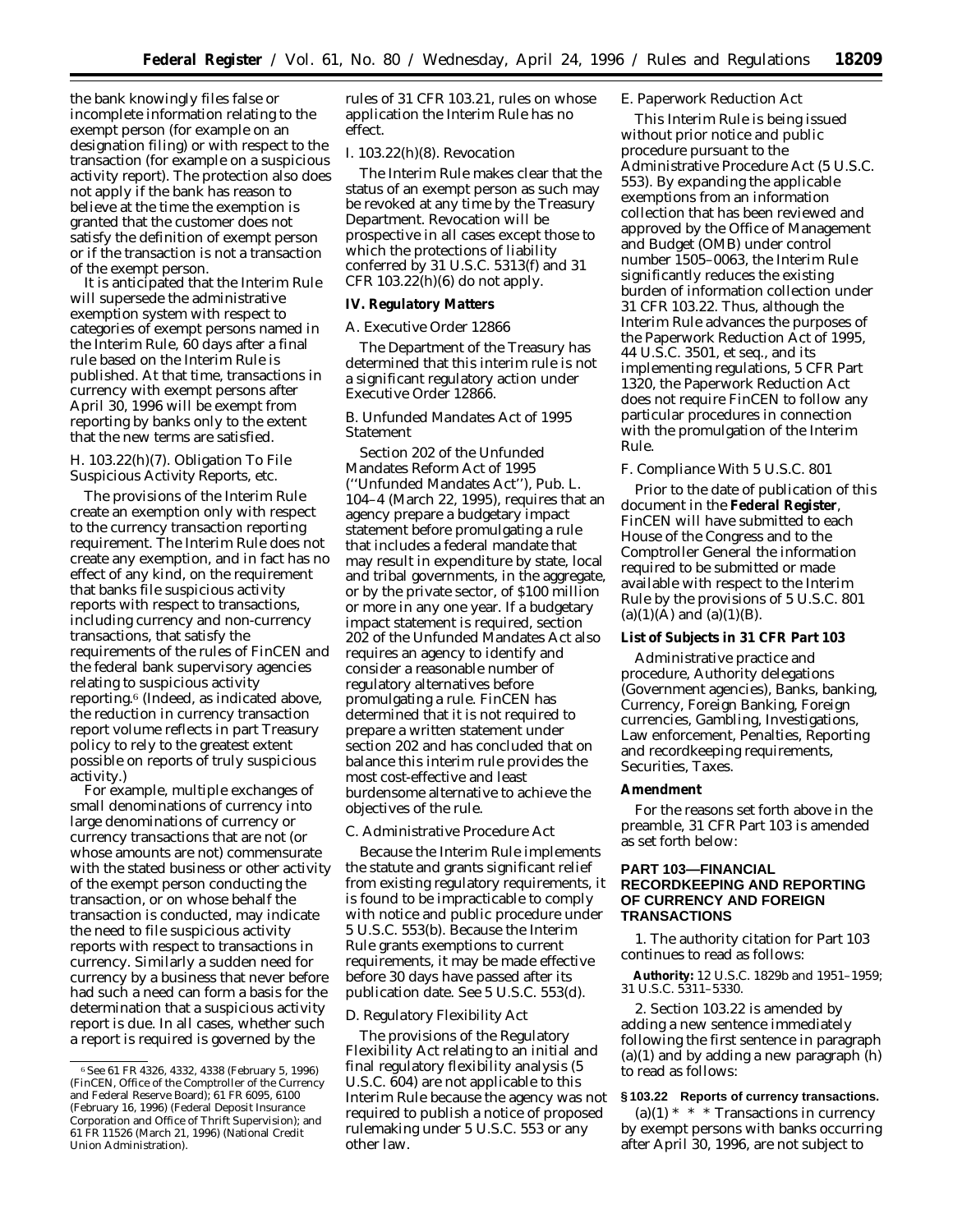the bank knowingly files false or incomplete information relating to the exempt person (for example on an designation filing) or with respect to the transaction (for example on a suspicious activity report). The protection also does not apply if the bank has reason to believe at the time the exemption is granted that the customer does not satisfy the definition of exempt person or if the transaction is not a transaction of the exempt person.

It is anticipated that the Interim Rule will supersede the administrative exemption system with respect to categories of exempt persons named in the Interim Rule, 60 days after a final rule based on the Interim Rule is published. At that time, transactions in currency with exempt persons after April 30, 1996 will be exempt from reporting by banks only to the extent that the new terms are satisfied.

*H. 103.22(h)(7). Obligation To File Suspicious Activity Reports, etc.*

The provisions of the Interim Rule create an exemption only with respect to the currency transaction reporting requirement. The Interim Rule does not create any exemption, and in fact has no effect of any kind, on the requirement that banks file suspicious activity reports with respect to transactions, including currency and non-currency transactions, that satisfy the requirements of the rules of FinCEN and the federal bank supervisory agencies relating to suspicious activity reporting.[6] (Indeed, as indicated above, the reduction in currency transaction report volume reflects in part Treasury policy to rely to the greatest extent possible on reports of truly suspicious activity.)

For example, multiple exchanges of small denominations of currency into large denominations of currency or currency transactions that are not (or whose amounts are not) commensurate with the stated business or other activity of the exempt person conducting the transaction, or on whose behalf the transaction is conducted, may indicate the need to file suspicious activity reports with respect to transactions in currency. Similarly a sudden need for currency by a business that never before had such a need can form a basis for the determination that a suspicious activity report is due. In all cases, whether such a report is required is governed by the rules of 31 CFR 103.21, rules on whose application the Interim Rule has no effect.

*I. 103.22(h)(8). Revocation*

The Interim Rule makes clear that the status of an exempt person as such may be revoked at any time by the Treasury Department. Revocation will be prospective in all cases except those to which the protections of liability conferred by 31 U.S.C. 5313(f) and 31 CFR 103.22(h)(6) do not apply.

## IV. Regulatory Matters

*A. Executive Order 12866*

The Department of the Treasury has determined that this interim rule is not a significant regulatory action under Executive Order 12866.

*B. Unfunded Mandates Act of 1995 Statement*

Section 202 of the Unfunded Mandates Reform Act of 1995 (''Unfunded Mandates Act''), Pub. L. 104–4 (March 22, 1995), requires that an agency prepare a budgetary impact statement before promulgating a rule that includes a federal mandate that may result in expenditure by state, local and tribal governments, in the aggregate, or by the private sector, of $100 million or more in any one year. If a budgetary impact statement is required, section 202 of the Unfunded Mandates Act also requires an agency to identify and consider a reasonable number of regulatory alternatives before promulgating a rule. FinCEN has determined that it is not required to prepare a written statement under section 202 and has concluded that on balance this interim rule provides the most cost-effective and least burdensome alternative to achieve the objectives of the rule.

*C. Administrative Procedure Act*

Because the Interim Rule implements the statute and grants significant relief from existing regulatory requirements, it is found to be impracticable to comply with notice and public procedure under 5 U.S.C. 553(b). Because the Interim Rule grants exemptions to current requirements, it may be made effective before 30 days have passed after its publication date. See 5 U.S.C. 553(d).

*D. Regulatory Flexibility Act*

The provisions of the Regulatory Flexibility Act relating to an initial and final regulatory flexibility analysis (5 U.S.C. 604) are not applicable to this Interim Rule because the agency was not required to publish a notice of proposed rulemaking under 5 U.S.C. 553 or any other law.

*E. Paperwork Reduction Act*

This Interim Rule is being issued without prior notice and public procedure pursuant to the Administrative Procedure Act (5 U.S.C. 553). By expanding the applicable exemptions from an information collection that has been reviewed and approved by the Office of Management and Budget (OMB) under control number 1505–0063, the Interim Rule significantly reduces the existing burden of information collection under 31 CFR 103.22. Thus, although the Interim Rule advances the purposes of the Paperwork Reduction Act of 1995, 44 U.S.C. 3501, et seq., and its implementing regulations, 5 CFR Part 1320, the Paperwork Reduction Act does not require FinCEN to follow any particular procedures in connection with the promulgation of the Interim Rule.

*F. Compliance With 5 U.S.C. 801*

Prior to the date of publication of this document in the **Federal Register**, FinCEN will have submitted to each House of the Congress and to the Comptroller General the information required to be submitted or made available with respect to the Interim Rule by the provisions of 5 U.S.C. 801 (a)(1)(A) and (a)(1)(B).

## List of Subjects in 31 CFR Part 103

Administrative practice and procedure, Authority delegations (Government agencies), Banks, banking, Currency, Foreign Banking, Foreign currencies, Gambling, Investigations, Law enforcement, Penalties, Reporting and recordkeeping requirements, Securities, Taxes.

## Amendment

For the reasons set forth above in the preamble, 31 CFR Part 103 is amended as set forth below:

## PART 103—FINANCIAL RECORDKEEPING AND REPORTING OF CURRENCY AND FOREIGN TRANSACTIONS

1. The authority citation for Part 103 continues to read as follows:

**Authority:** 12 U.S.C. 1829b and 1951–1959; 31 U.S.C. 5311–5330.

2. Section 103.22 is amended by adding a new sentence immediately following the first sentence in paragraph (a)(1) and by adding a new paragraph (h) to read as follows:

**§ 103.22 Reports of currency transactions.**

(a)(1) * * * Transactions in currency by exempt persons with banks occurring after April 30, 1996, are not subject to

[6] See 61 FR 4326, 4332, 4338 (February 5, 1996) (FinCEN, Office of the Comptroller of the Currency and Federal Reserve Board); 61 FR 6095, 6100 (February 16, 1996) (Federal Deposit Insurance Corporation and Office of Thrift Supervision); and 61 FR 11526 (March 21, 1996) (National Credit Union Administration).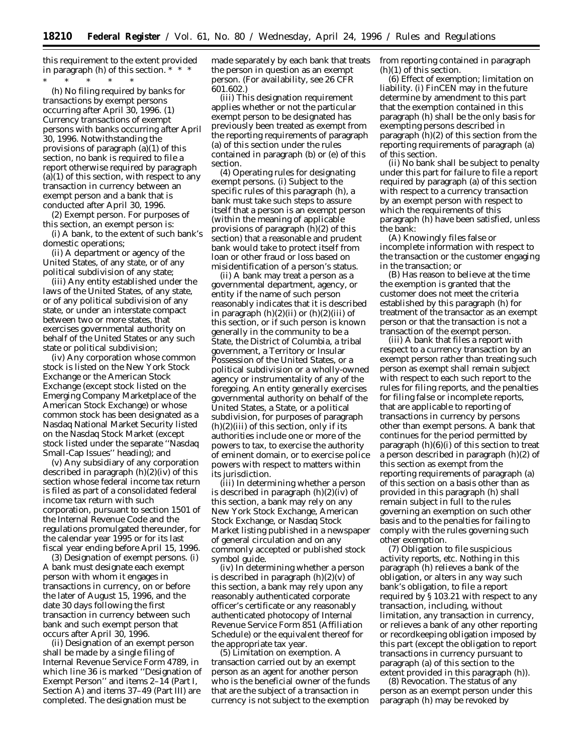this requirement to the extent provided in paragraph (h) of this section. * * *

\* \* \* \* \*

(h) *No filing required by banks for transactions by exempt persons occurring after April 30, 1996.* (1) *Currency transactions of exempt persons with banks occurring after April 30, 1996.* Notwithstanding the provisions of paragraph (a)(1) of this section, no bank is required to file a report otherwise required by paragraph (a)(1) of this section, with respect to any transaction in currency between an exempt person and a bank that is conducted after April 30, 1996.

(2) *Exempt person.* For purposes of this section, an exempt person is:

(i) A bank, to the extent of such bank's domestic operations;

(ii) A department or agency of the United States, of any state, or of any political subdivision of any state;

(iii) Any entity established under the laws of the United States, of any state, or of any political subdivision of any state, or under an interstate compact between two or more states, that exercises governmental authority on behalf of the United States or any such state or political subdivision;

(iv) Any corporation whose common stock is listed on the New York Stock Exchange or the American Stock Exchange (except stock listed on the Emerging Company Marketplace of the American Stock Exchange) or whose common stock has been designated as a Nasdaq National Market Security listed on the Nasdaq Stock Market (except stock listed under the separate ''Nasdaq Small-Cap Issues'' heading); and

(v) Any subsidiary of any corporation described in paragraph (h)(2)(iv) of this section whose federal income tax return is filed as part of a consolidated federal income tax return with such corporation, pursuant to section 1501 of the Internal Revenue Code and the regulations promulgated thereunder, for the calendar year 1995 or for its last fiscal year ending before April 15, 1996.

(3) *Designation of exempt persons.* (i) A bank must designate each exempt person with whom it engages in transactions in currency, on or before the later of August 15, 1996, and the date 30 days following the first transaction in currency between such bank and such exempt person that occurs after April 30, 1996.

(ii) Designation of an exempt person shall be made by a single filing of Internal Revenue Service Form 4789, in which line 36 is marked ''Designation of Exempt Person'' and items 2–14 (Part I, Section A) and items 37–49 (Part III) are completed. The designation must be made separately by each bank that treats the person in question as an exempt person. (For availability, see 26 CFR 601.602.)

(iii) This designation requirement applies whether or not the particular exempt person to be designated has previously been treated as exempt from the reporting requirements of paragraph (a) of this section under the rules contained in paragraph (b) or (e) of this section.

(4) *Operating rules for designating exempt persons.* (i) Subject to the specific rules of this paragraph (h), a bank must take such steps to assure itself that a person is an exempt person (within the meaning of applicable provisions of paragraph (h)(2) of this section) that a reasonable and prudent bank would take to protect itself from loan or other fraud or loss based on misidentification of a person's status.

(ii) A bank may treat a person as a governmental department, agency, or entity if the name of such person reasonably indicates that it is described in paragraph (h)(2)(ii) or (h)(2)(iii) of this section, or if such person is known generally in the community to be a State, the District of Columbia, a tribal government, a Territory or Insular Possession of the United States, or a political subdivision or a wholly-owned agency or instrumentality of any of the foregoing. An entity generally exercises governmental authority on behalf of the United States, a State, or a political subdivision, for purposes of paragraph (h)(2)(iii) of this section, only if its authorities include one or more of the powers to tax, to exercise the authority of eminent domain, or to exercise police powers with respect to matters within its jurisdiction.

(iii) In determining whether a person is described in paragraph (h)(2)(iv) of this section, a bank may rely on any New York Stock Exchange, American Stock Exchange, or Nasdaq Stock Market listing published in a newspaper of general circulation and on any commonly accepted or published stock symbol guide.

(iv) In determining whether a person is described in paragraph (h)(2)(v) of this section, a bank may rely upon any reasonably authenticated corporate officer's certificate or any reasonably authenticated photocopy of Internal Revenue Service Form 851 (Affiliation Schedule) or the equivalent thereof for the appropriate tax year.

(5) *Limitation on exemption.* A transaction carried out by an exempt person as an agent for another person who is the beneficial owner of the funds that are the subject of a transaction in currency is not subject to the exemption from reporting contained in paragraph (h)(1) of this section.

(6) *Effect of exemption; limitation on liability.* (i) FinCEN may in the future determine by amendment to this part that the exemption contained in this paragraph (h) shall be the only basis for exempting persons described in paragraph (h)(2) of this section from the reporting requirements of paragraph (a) of this section.

(ii) No bank shall be subject to penalty under this part for failure to file a report required by paragraph (a) of this section with respect to a currency transaction by an exempt person with respect to which the requirements of this paragraph (h) have been satisfied, unless the bank:

(A) Knowingly files false or incomplete information with respect to the transaction or the customer engaging in the transaction; or

(B) Has reason to believe at the time the exemption is granted that the customer does not meet the criteria established by this paragraph (h) for treatment of the transactor as an exempt person or that the transaction is not a transaction of the exempt person.

(iii) A bank that files a report with respect to a currency transaction by an exempt person rather than treating such person as exempt shall remain subject with respect to each such report to the rules for filing reports, and the penalties for filing false or incomplete reports, that are applicable to reporting of transactions in currency by persons other than exempt persons. A bank that continues for the period permitted by paragraph (h)(6)(i) of this section to treat a person described in paragraph (h)(2) of this section as exempt from the reporting requirements of paragraph (a) of this section on a basis other than as provided in this paragraph (h) shall remain subject in full to the rules governing an exemption on such other basis and to the penalties for failing to comply with the rules governing such other exemption.

(7) *Obligation to file suspicious activity reports, etc.* Nothing in this paragraph (h) relieves a bank of the obligation, or alters in any way such bank's obligation, to file a report required by § 103.21 with respect to any transaction, including, without limitation, any transaction in currency, or relieves a bank of any other reporting or recordkeeping obligation imposed by this part (except the obligation to report transactions in currency pursuant to paragraph (a) of this section to the extent provided in this paragraph (h)).

(8) *Revocation.* The status of any person as an exempt person under this paragraph (h) may be revoked by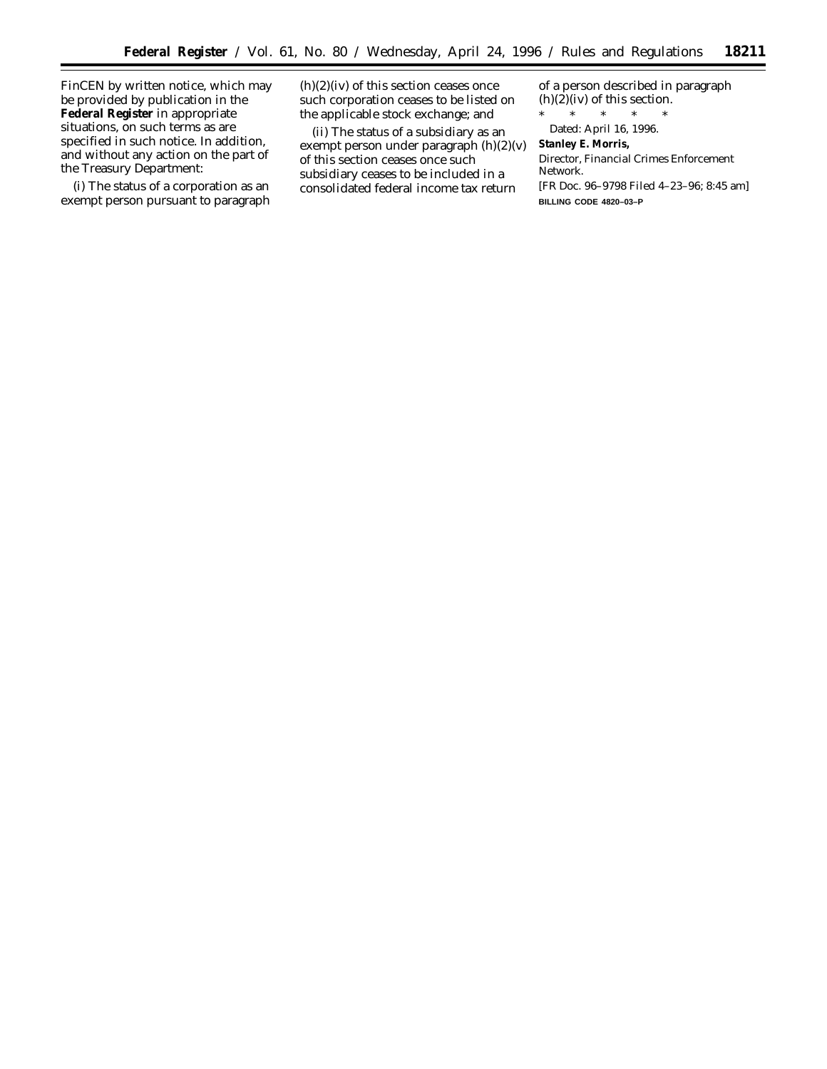FinCEN by written notice, which may be provided by publication in the **Federal Register** in appropriate situations, on such terms as are specified in such notice. In addition, and without any action on the part of the Treasury Department:

(i) The status of a corporation as an exempt person pursuant to paragraph (h)(2)(iv) of this section ceases once such corporation ceases to be listed on the applicable stock exchange; and

(ii) The status of a subsidiary as an exempt person under paragraph (h)(2)(v) of this section ceases once such subsidiary ceases to be included in a consolidated federal income tax return of a person described in paragraph (h)(2)(iv) of this section.

\* \* \* \* \*

Dated: April 16, 1996.

**Stanley E. Morris,**

*Director, Financial Crimes Enforcement Network.*

[FR Doc. 96–9798 Filed 4–23–96; 8:45 am]

**BILLING CODE 4820–03–P**